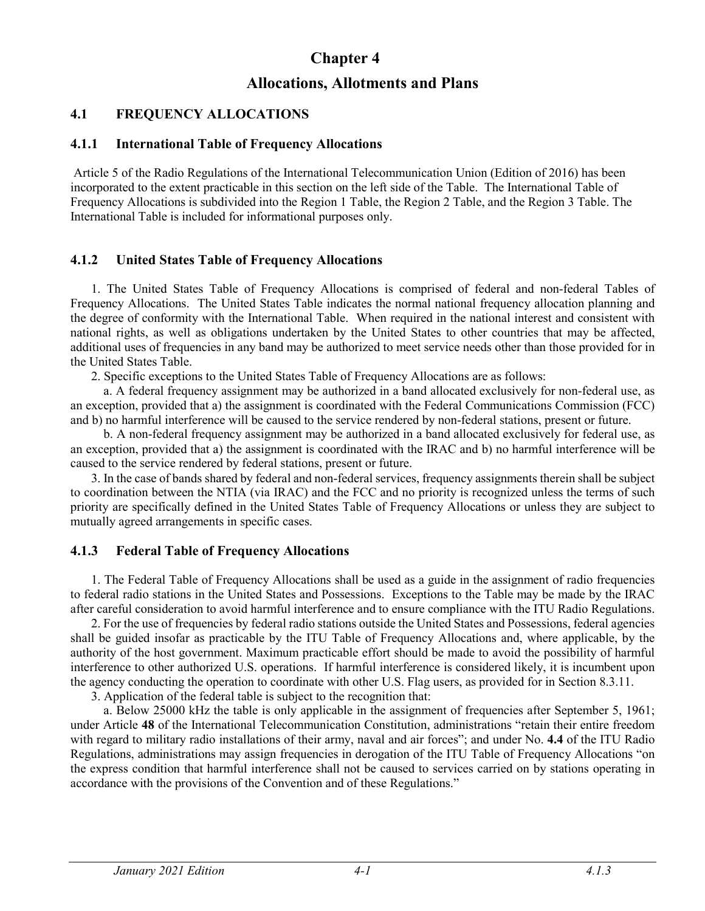# Chapter 4

# Allocations, Allotments and Plans

## 4.1 FREQUENCY ALLOCATIONS

### 4.1.1 International Table of Frequency Allocations

Article 5 of the Radio Regulations of the International Telecommunication Union (Edition of 2016) has been incorporated to the extent practicable in this section on the left side of the Table. The International Table of Frequency Allocations is subdivided into the Region 1 Table, the Region 2 Table, and the Region 3 Table. The International Table is included for informational purposes only.

### 4.1.2 United States Table of Frequency Allocations

1. The United States Table of Frequency Allocations is comprised of federal and non-federal Tables of Frequency Allocations. The United States Table indicates the normal national frequency allocation planning and the degree of conformity with the International Table. When required in the national interest and consistent with national rights, as well as obligations undertaken by the United States to other countries that may be affected, additional uses of frequencies in any band may be authorized to meet service needs other than those provided for in the United States Table.

2. Specific exceptions to the United States Table of Frequency Allocations are as follows:

a. A federal frequency assignment may be authorized in a band allocated exclusively for non-federal use, as an exception, provided that a) the assignment is coordinated with the Federal Communications Commission (FCC) and b) no harmful interference will be caused to the service rendered by non-federal stations, present or future.

b. A non-federal frequency assignment may be authorized in a band allocated exclusively for federal use, as an exception, provided that a) the assignment is coordinated with the IRAC and b) no harmful interference will be caused to the service rendered by federal stations, present or future.

3. In the case of bands shared by federal and non-federal services, frequency assignments therein shall be subject to coordination between the NTIA (via IRAC) and the FCC and no priority is recognized unless the terms of such priority are specifically defined in the United States Table of Frequency Allocations or unless they are subject to mutually agreed arrangements in specific cases.

### 4.1.3 Federal Table of Frequency Allocations

1. The Federal Table of Frequency Allocations shall be used as a guide in the assignment of radio frequencies to federal radio stations in the United States and Possessions. Exceptions to the Table may be made by the IRAC after careful consideration to avoid harmful interference and to ensure compliance with the ITU Radio Regulations.

2. For the use of frequencies by federal radio stations outside the United States and Possessions, federal agencies shall be guided insofar as practicable by the ITU Table of Frequency Allocations and, where applicable, by the authority of the host government. Maximum practicable effort should be made to avoid the possibility of harmful interference to other authorized U.S. operations. If harmful interference is considered likely, it is incumbent upon the agency conducting the operation to coordinate with other U.S. Flag users, as provided for in Section 8.3.11.

3. Application of the federal table is subject to the recognition that:

a. Below 25000 kHz the table is only applicable in the assignment of frequencies after September 5, 1961; under Article **48** of the International Telecommunication Constitution, administrations "retain their entire freedom with regard to military radio installations of their army, naval and air forces"; and under No. **4.4** of the ITU Radio Regulations, administrations may assign frequencies in derogation of the ITU Table of Frequency Allocations "on the express condition that harmful interference shall not be caused to services carried on by stations operating in accordance with the provisions of the Convention and of these Regulations."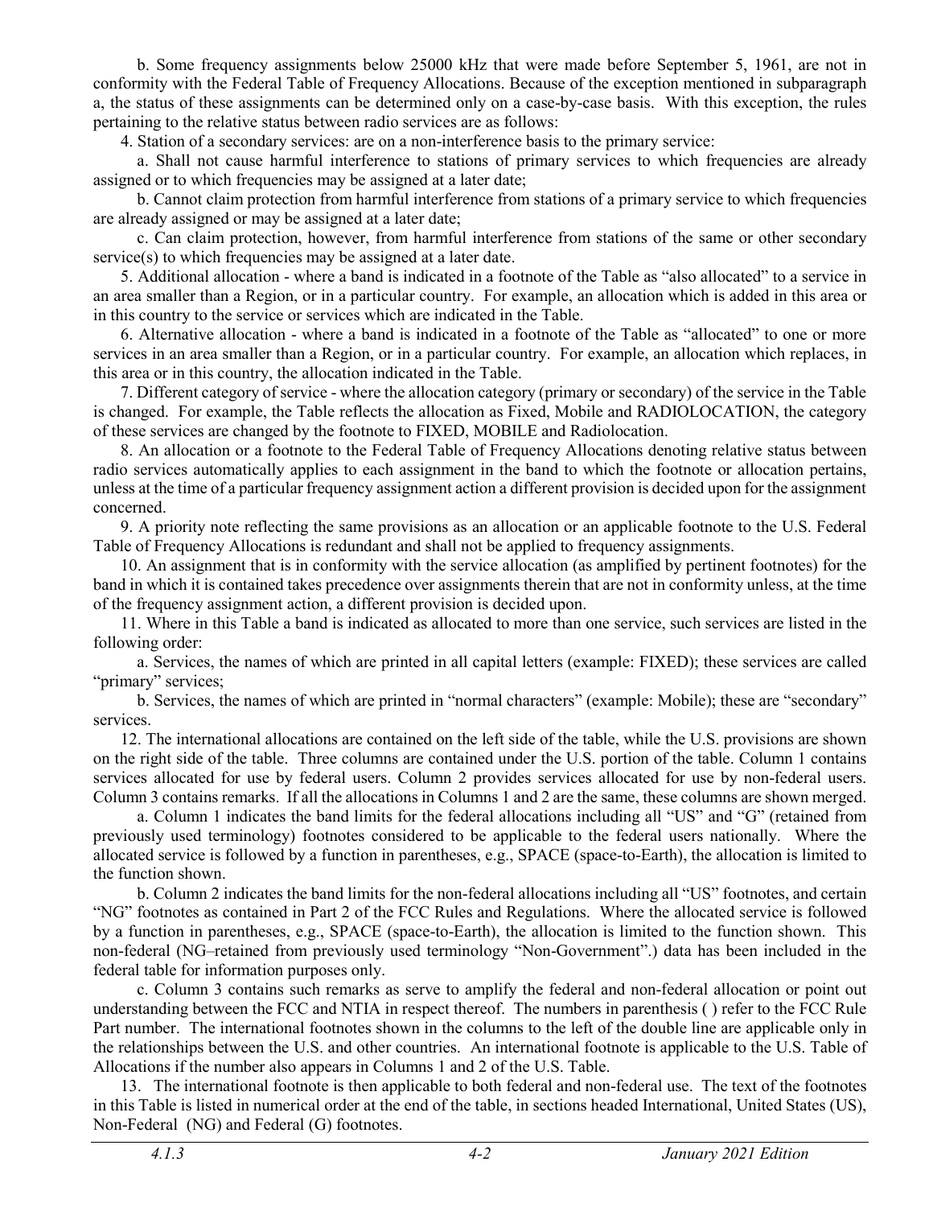b. Some frequency assignments below 25000 kHz that were made before September 5, 1961, are not in conformity with the Federal Table of Frequency Allocations. Because of the exception mentioned in subparagraph a, the status of these assignments can be determined only on a case-by-case basis. With this exception, the rules pertaining to the relative status between radio services are as follows:

4. Station of a secondary services: are on a non-interference basis to the primary service:

a. Shall not cause harmful interference to stations of primary services to which frequencies are already assigned or to which frequencies may be assigned at a later date;

b. Cannot claim protection from harmful interference from stations of a primary service to which frequencies are already assigned or may be assigned at a later date;

c. Can claim protection, however, from harmful interference from stations of the same or other secondary service(s) to which frequencies may be assigned at a later date.

5. Additional allocation - where a band is indicated in a footnote of the Table as "also allocated" to a service in an area smaller than a Region, or in a particular country. For example, an allocation which is added in this area or in this country to the service or services which are indicated in the Table.

6. Alternative allocation - where a band is indicated in a footnote of the Table as "allocated" to one or more services in an area smaller than a Region, or in a particular country. For example, an allocation which replaces, in this area or in this country, the allocation indicated in the Table.

7. Different category of service - where the allocation category (primary or secondary) of the service in the Table is changed. For example, the Table reflects the allocation as Fixed, Mobile and RADIOLOCATION, the category of these services are changed by the footnote to FIXED, MOBILE and Radiolocation.

8. An allocation or a footnote to the Federal Table of Frequency Allocations denoting relative status between radio services automatically applies to each assignment in the band to which the footnote or allocation pertains, unless at the time of a particular frequency assignment action a different provision is decided upon for the assignment concerned.

9. A priority note reflecting the same provisions as an allocation or an applicable footnote to the U.S. Federal Table of Frequency Allocations is redundant and shall not be applied to frequency assignments.

10. An assignment that is in conformity with the service allocation (as amplified by pertinent footnotes) for the band in which it is contained takes precedence over assignments therein that are not in conformity unless, at the time of the frequency assignment action, a different provision is decided upon.

11. Where in this Table a band is indicated as allocated to more than one service, such services are listed in the following order:

a. Services, the names of which are printed in all capital letters (example: FIXED); these services are called "primary" services;

b. Services, the names of which are printed in "normal characters" (example: Mobile); these are "secondary" services.

12. The international allocations are contained on the left side of the table, while the U.S. provisions are shown on the right side of the table. Three columns are contained under the U.S. portion of the table. Column 1 contains services allocated for use by federal users. Column 2 provides services allocated for use by non-federal users. Column 3 contains remarks. If all the allocations in Columns 1 and 2 are the same, these columns are shown merged.

a. Column 1 indicates the band limits for the federal allocations including all "US" and "G" (retained from previously used terminology) footnotes considered to be applicable to the federal users nationally. Where the allocated service is followed by a function in parentheses, e.g., SPACE (space-to-Earth), the allocation is limited to the function shown.

b. Column 2 indicates the band limits for the non-federal allocations including all "US" footnotes, and certain "NG" footnotes as contained in Part 2 of the FCC Rules and Regulations. Where the allocated service is followed by a function in parentheses, e.g., SPACE (space-to-Earth), the allocation is limited to the function shown. This non-federal (NG–retained from previously used terminology "Non-Government".) data has been included in the federal table for information purposes only.

c. Column 3 contains such remarks as serve to amplify the federal and non-federal allocation or point out understanding between the FCC and NTIA in respect thereof. The numbers in parenthesis ( ) refer to the FCC Rule Part number. The international footnotes shown in the columns to the left of the double line are applicable only in the relationships between the U.S. and other countries. An international footnote is applicable to the U.S. Table of Allocations if the number also appears in Columns 1 and 2 of the U.S. Table.

13. The international footnote is then applicable to both federal and non-federal use. The text of the footnotes in this Table is listed in numerical order at the end of the table, in sections headed International, United States (US), Non-Federal (NG) and Federal (G) footnotes.